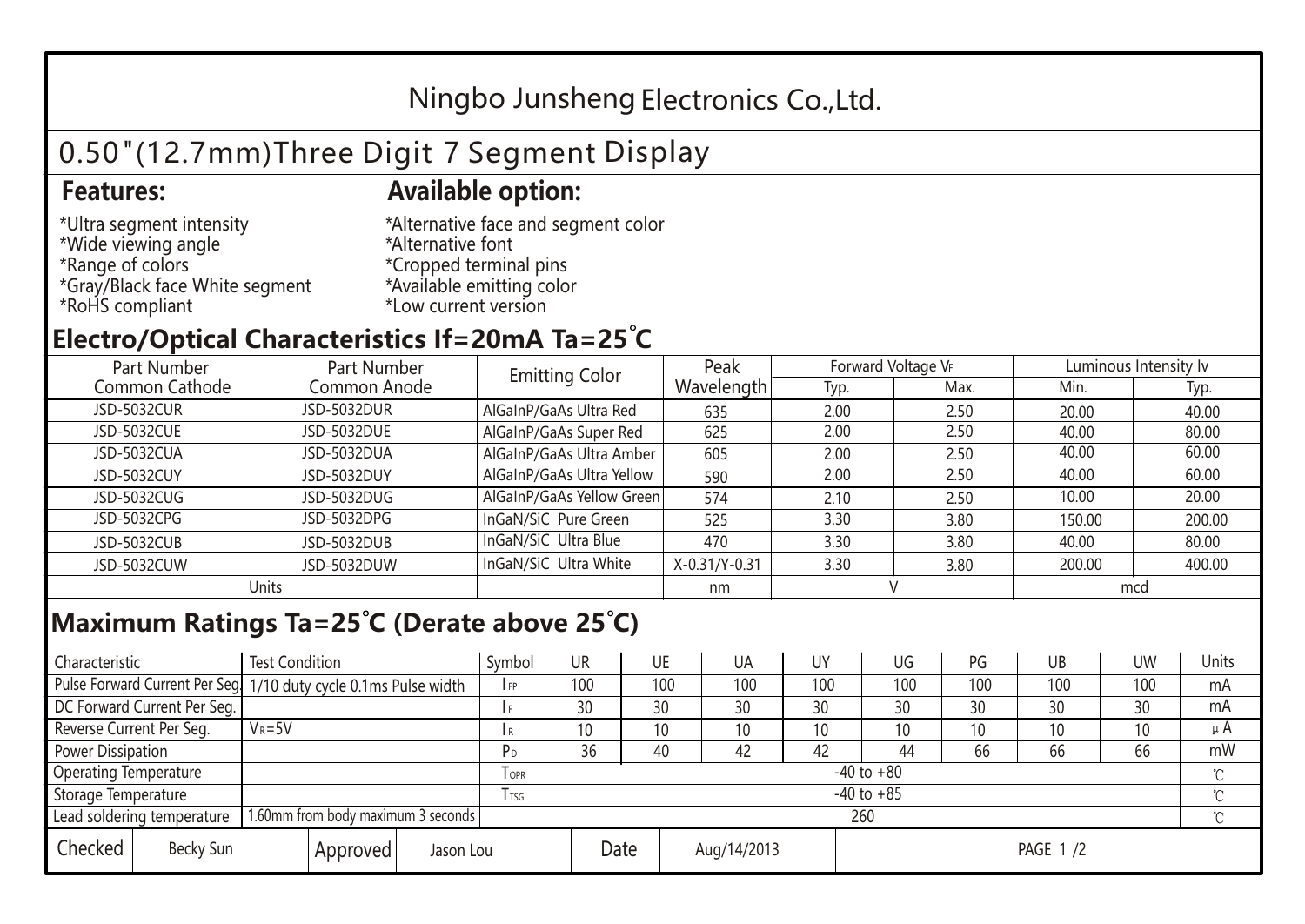# Ningbo Junsheng Electronics Co.,Ltd.

## 0.50"(12.7mm)Three Digit 7 Segment Display

**Features:**

*Ultra segment intensity
*Wide viewing angle
*Range of colors
*Gray/Black face White segment
*RoHS compliant

**Available option:**

*Alternative face and segment color
*Alternative font
*Cropped terminal pins
*Available emitting color
*Low current version

## Electro/Optical Characteristics If=20mA Ta=25°C

| Part Number Common Cathode | Part Number Common Anode | Emitting Color | Peak Wavelength | Forward Voltage $V_F$ | | Luminous Intensity Iv | |
|---|---|---|---|---|---|---|---|
| | | | | Typ. | Max. | Min. | Typ. |
| JSD-5032CUR | JSD-5032DUR | AlGaInP/GaAs Ultra Red | 635 | 2.00 | 2.50 | 20.00 | 40.00 |
| JSD-5032CUE | JSD-5032DUE | AlGaInP/GaAs Super Red | 625 | 2.00 | 2.50 | 40.00 | 80.00 |
| JSD-5032CUA | JSD-5032DUA | AlGaInP/GaAs Ultra Amber | 605 | 2.00 | 2.50 | 40.00 | 60.00 |
| JSD-5032CUY | JSD-5032DUY | AlGaInP/GaAs Ultra Yellow | 590 | 2.00 | 2.50 | 40.00 | 60.00 |
| JSD-5032CUG | JSD-5032DUG | AlGaInP/GaAs Yellow Green | 574 | 2.10 | 2.50 | 10.00 | 20.00 |
| JSD-5032CPG | JSD-5032DPG | InGaN/SiC Pure Green | 525 | 3.30 | 3.80 | 150.00 | 200.00 |
| JSD-5032CUB | JSD-5032DUB | InGaN/SiC Ultra Blue | 470 | 3.30 | 3.80 | 40.00 | 80.00 |
| JSD-5032CUW | JSD-5032DUW | InGaN/SiC Ultra White | X-0.31/Y-0.31 | 3.30 | 3.80 | 200.00 | 400.00 |
| Units | | | nm | V | | mcd | |

## Maximum Ratings Ta=25°C (Derate above 25°C)

| Characteristic | Test Condition | Symbol | UR | UE | UA | UY | UG | PG | UB | UW | Units |
|---|---|---|---|---|---|---|---|---|---|---|---|
| Pulse Forward Current Per Seg. | 1/10 duty cycle 0.1ms Pulse width | $I_{FP}$ | 100 | 100 | 100 | 100 | 100 | 100 | 100 | 100 | mA |
| DC Forward Current Per Seg. | | $I_F$ | 30 | 30 | 30 | 30 | 30 | 30 | 30 | 30 | mA |
| Reverse Current Per Seg. | $V_R$=5V | $I_R$ | 10 | 10 | 10 | 10 | 10 | 10 | 10 | 10 | μA |
| Power Dissipation | | $P_D$ | 36 | 40 | 42 | 42 | 44 | 66 | 66 | 66 | mW |
| Operating Temperature | | $T_{OPR}$ | -40 to +80 | | | | | | | | ℃ |
| Storage Temperature | | $T_{TSG}$ | -40 to +85 | | | | | | | | ℃ |
| Lead soldering temperature | 1.60mm from body maximum 3 seconds | | 260 | | | | | | | | ℃ |

| Checked | Becky Sun | Approved | Jason Lou | Date | Aug/14/2013 |
|---|---|---|---|---|---|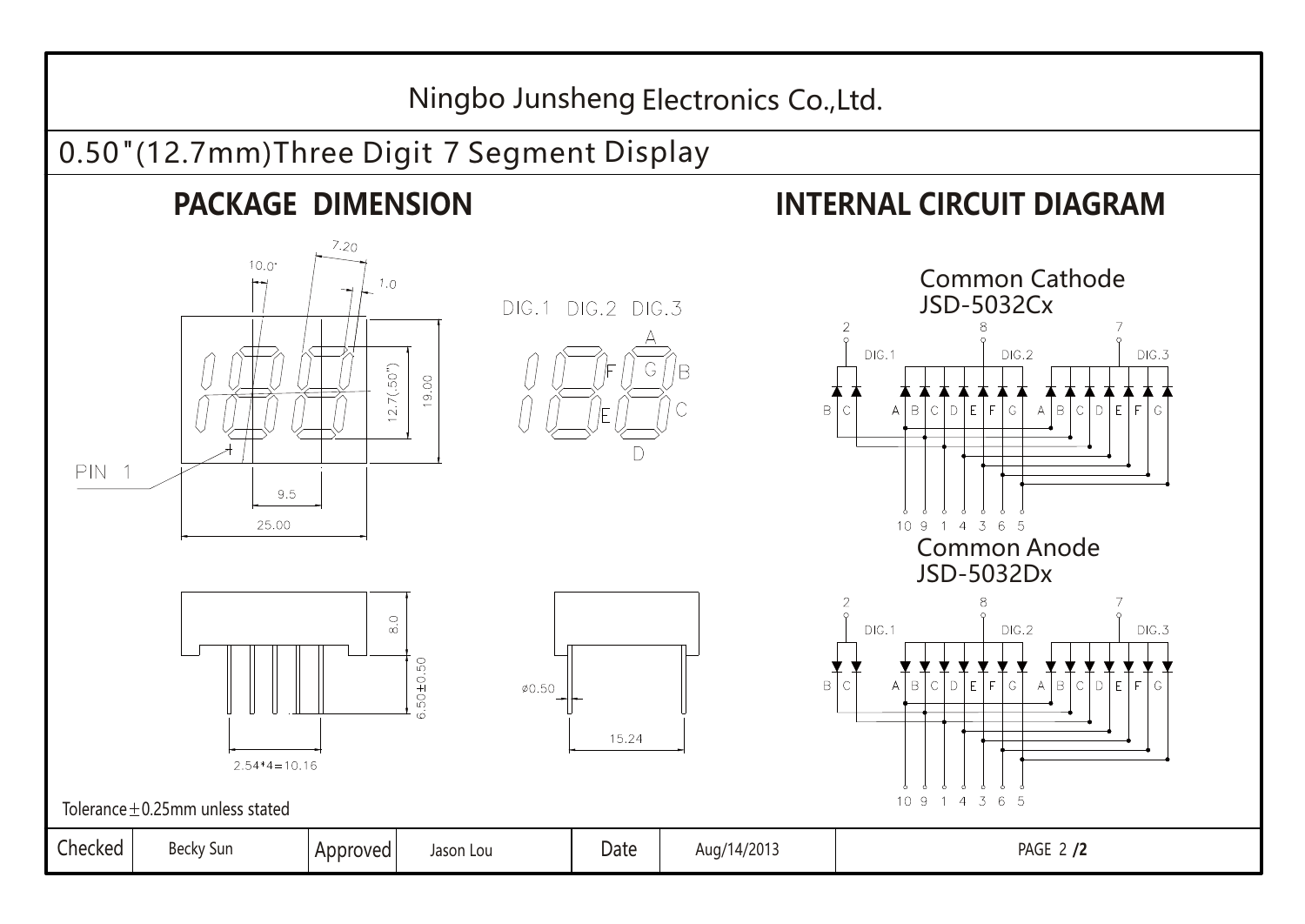Ningbo Junsheng Electronics Co.,Ltd.

0.50"(12.7mm)Three Digit 7 Segment Display

## PACKAGE DIMENSION

7.20

10.0°

1.0

12.7(.50")

19.00

PIN 1

9.5

25.00

DIG.1 DIG.2 DIG.3

A

F G B

E C

D

8.0

6.50±0.50

2.54*4=10.16

ø0.50

15.24

Tolerance ± 0.25mm unless stated

## INTERNAL CIRCUIT DIAGRAM

Common Cathode
JSD-5032Cx

2 8 7

DIG.1 DIG.2 DIG.3

B C A B C D E F G A B C D E F G

10 9 1 4 3 6 5

Common Anode
JSD-5032Dx

2 8 7

DIG.1 DIG.2 DIG.3

B C A B C D E F G A B C D E F G

10 9 1 4 3 6 5

| Checked | Becky Sun | Approved | Jason Lou | Date | Aug/14/2013 |
|---|---|---|---|---|---|